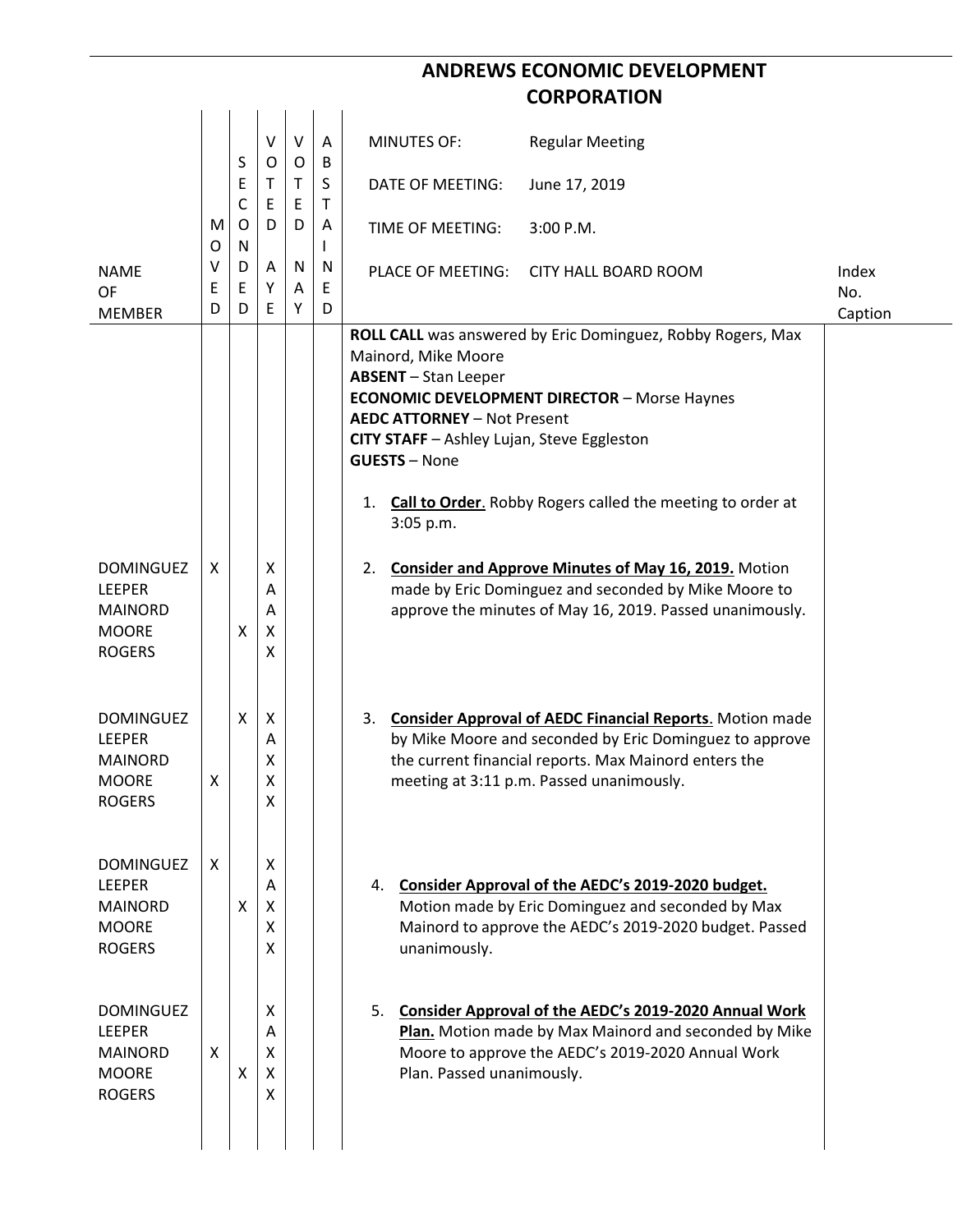# ANDREWS ECONOMIC DEVELOPMENT CORPORATION

| | | | | | |
|---|---|---|---|---|---|
| MINUTES OF: | Regular Meeting | | | | |
| DATE OF MEETING: | June 17, 2019 | | | | |
| TIME OF MEETING: | 3:00 P.M. | | | | |
| PLACE OF MEETING: | CITY HALL BOARD ROOM | | | | |

| NAME OF MEMBER | MOVED | SECONDED | VOTED AYE | VOTED NAY | ABSTAINED | | Index No. Caption |
|---|---|---|---|---|---|---|---|
| | | | | | | **ROLL CALL** was answered by Eric Dominguez, Robby Rogers, Max Mainord, Mike Moore<br>**ABSENT** – Stan Leeper<br>**ECONOMIC DEVELOPMENT DIRECTOR** – Morse Haynes<br>**AEDC ATTORNEY** – Not Present<br>**CITY STAFF** – Ashley Lujan, Steve Eggleston<br>**GUESTS** – None<br><br>1. **Call to Order**. Robby Rogers called the meeting to order at 3:05 p.m. | |
| DOMINGUEZ | X | | X | | | 2. **Consider and Approve Minutes of May 16, 2019.** Motion made by Eric Dominguez and seconded by Mike Moore to approve the minutes of May 16, 2019. Passed unanimously. | |
| LEEPER | | | A | | | | |
| MAINORD | | | A | | | | |
| MOORE | | X | X | | | | |
| ROGERS | | | X | | | | |
| DOMINGUEZ | | X | X | | | 3. **Consider Approval of AEDC Financial Reports**. Motion made by Mike Moore and seconded by Eric Dominguez to approve the current financial reports. Max Mainord enters the meeting at 3:11 p.m. Passed unanimously. | |
| LEEPER | | | A | | | | |
| MAINORD | | | X | | | | |
| MOORE | X | | X | | | | |
| ROGERS | | | X | | | | |
| DOMINGUEZ | X | | X | | | 4. **Consider Approval of the AEDC's 2019-2020 budget.** Motion made by Eric Dominguez and seconded by Max Mainord to approve the AEDC's 2019-2020 budget. Passed unanimously. | |
| LEEPER | | | A | | | | |
| MAINORD | | X | X | | | | |
| MOORE | | | X | | | | |
| ROGERS | | | X | | | | |
| DOMINGUEZ | | | X | | | 5. **Consider Approval of the AEDC's 2019-2020 Annual Work Plan.** Motion made by Max Mainord and seconded by Mike Moore to approve the AEDC's 2019-2020 Annual Work Plan. Passed unanimously. | |
| LEEPER | | | A | | | | |
| MAINORD | X | | X | | | | |
| MOORE | | X | X | | | | |
| ROGERS | | | X | | | | |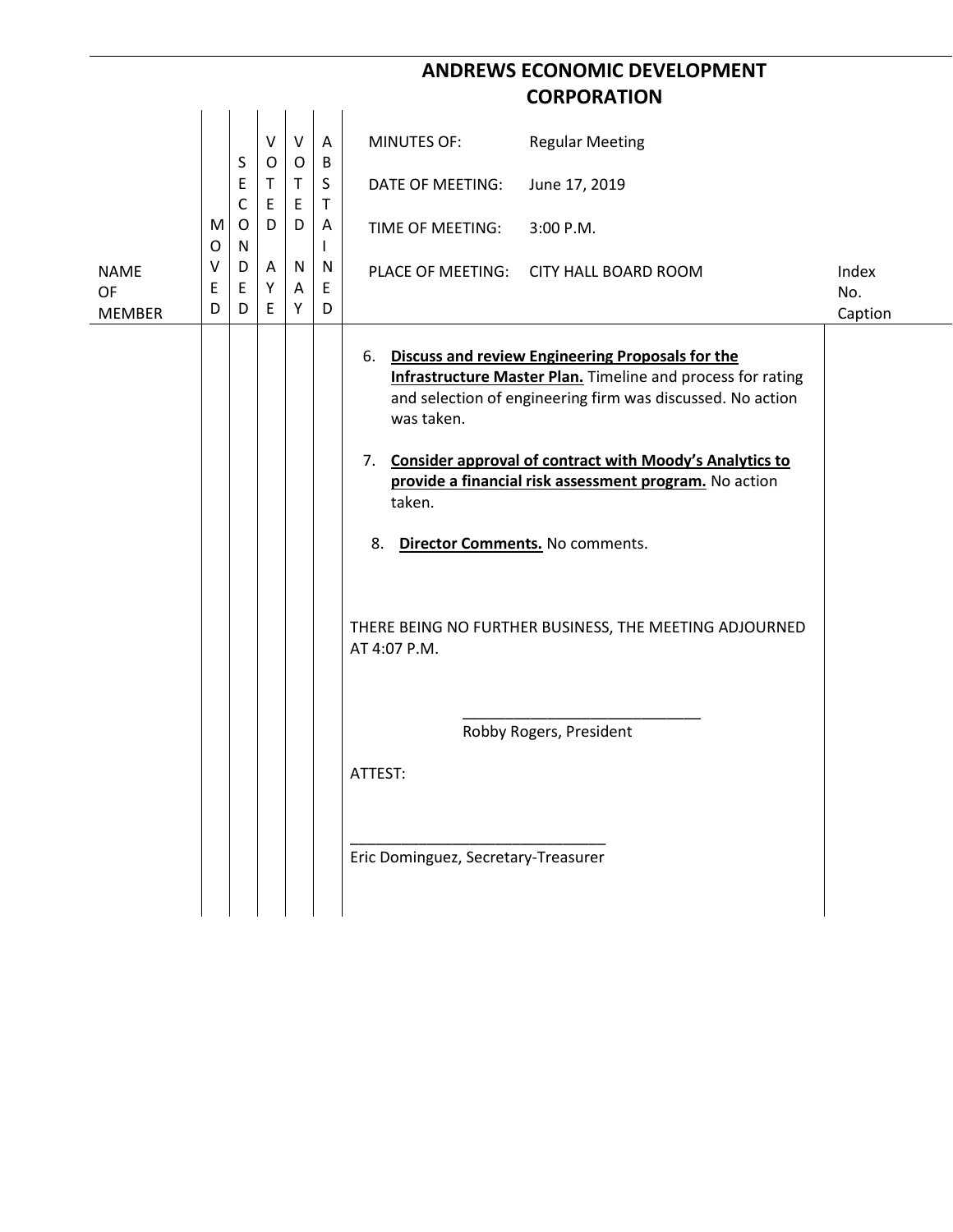# ANDREWS ECONOMIC DEVELOPMENT CORPORATION

| NAME OF MEMBER | MOVED | SECONDED | VOTED AYE | VOTED NAY | ABSTAINED | | Index No. Caption |
|---|---|---|---|---|---|---|---|
| | | | | | | MINUTES OF: Regular Meeting | |
| | | | | | | DATE OF MEETING: June 17, 2019 | |
| | | | | | | TIME OF MEETING: 3:00 P.M. | |
| | | | | | | PLACE OF MEETING: CITY HALL BOARD ROOM | |

6. **Discuss and review Engineering Proposals for the Infrastructure Master Plan.** Timeline and process for rating and selection of engineering firm was discussed. No action was taken.

7. **Consider approval of contract with Moody's Analytics to provide a financial risk assessment program.** No action taken.

8. **Director Comments.** No comments.

THERE BEING NO FURTHER BUSINESS, THE MEETING ADJOURNED AT 4:07 P.M.

\_\_\_\_\_\_\_\_\_\_\_\_\_\_\_\_\_\_\_\_\_\_\_\_\_\_\_\_
Robby Rogers, President

ATTEST:

\_\_\_\_\_\_\_\_\_\_\_\_\_\_\_\_\_\_\_\_\_\_\_\_\_\_\_\_
Eric Dominguez, Secretary-Treasurer